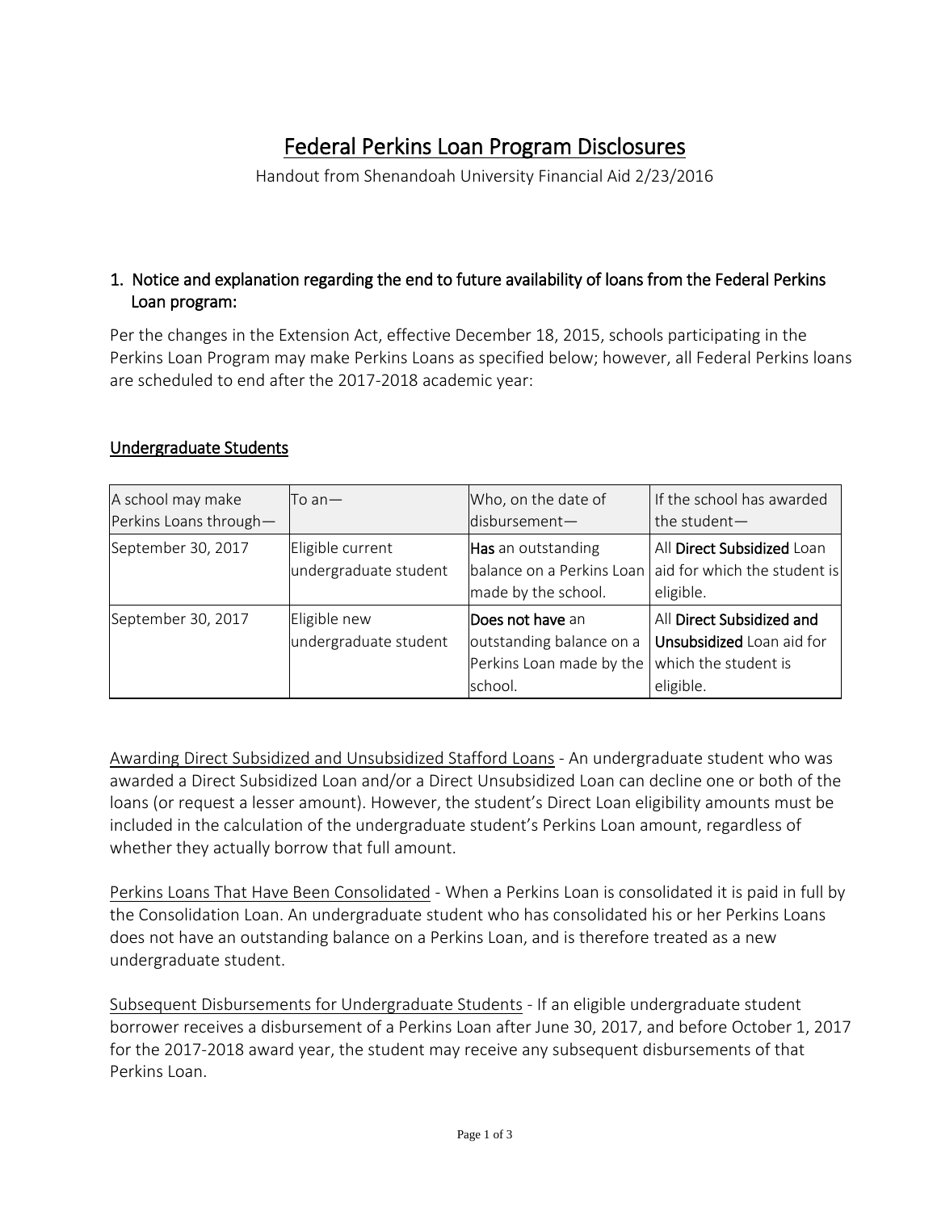# Federal Perkins Loan Program Disclosures

Handout from Shenandoah University Financial Aid 2/23/2016

## 1. Notice and explanation regarding the end to future availability of loans from the Federal Perkins Loan program:

Per the changes in the Extension Act, effective December 18, 2015, schools participating in the Perkins Loan Program may make Perkins Loans as specified below; however, all Federal Perkins loans are scheduled to end after the 2017-2018 academic year:

### Undergraduate Students

| A school may make Perkins Loans through— | To an— | Who, on the date of disbursement— | If the school has awarded the student— |
|---|---|---|---|
| September 30, 2017 | Eligible current undergraduate student | **Has** an outstanding balance on a Perkins Loan made by the school. | All **Direct Subsidized** Loan aid for which the student is eligible. |
| September 30, 2017 | Eligible new undergraduate student | **Does not have** an outstanding balance on a Perkins Loan made by the school. | All **Direct Subsidized and Unsubsidized** Loan aid for which the student is eligible. |

Awarding Direct Subsidized and Unsubsidized Stafford Loans - An undergraduate student who was awarded a Direct Subsidized Loan and/or a Direct Unsubsidized Loan can decline one or both of the loans (or request a lesser amount). However, the student's Direct Loan eligibility amounts must be included in the calculation of the undergraduate student's Perkins Loan amount, regardless of whether they actually borrow that full amount.

Perkins Loans That Have Been Consolidated - When a Perkins Loan is consolidated it is paid in full by the Consolidation Loan. An undergraduate student who has consolidated his or her Perkins Loans does not have an outstanding balance on a Perkins Loan, and is therefore treated as a new undergraduate student.

Subsequent Disbursements for Undergraduate Students - If an eligible undergraduate student borrower receives a disbursement of a Perkins Loan after June 30, 2017, and before October 1, 2017 for the 2017-2018 award year, the student may receive any subsequent disbursements of that Perkins Loan.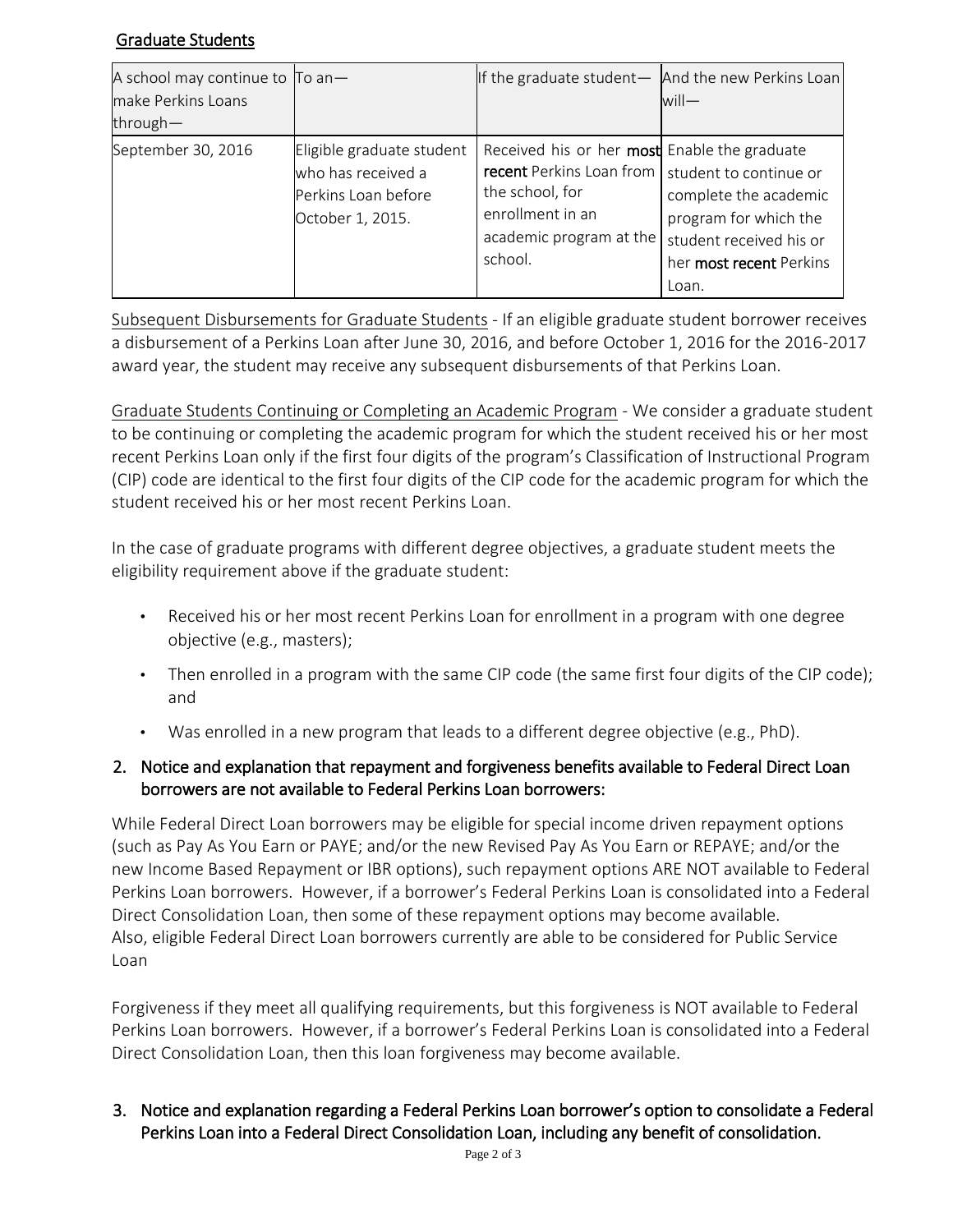Graduate Students

| A school may continue to make Perkins Loans through— | To an— | If the graduate student— | And the new Perkins Loan will— |
| --- | --- | --- | --- |
| September 30, 2016 | Eligible graduate student who has received a Perkins Loan before October 1, 2015. | Received his or her **most recent** Perkins Loan from the school, for enrollment in an academic program at the school. | Enable the graduate student to continue or complete the academic program for which the student received his or her **most recent** Perkins Loan. |

Subsequent Disbursements for Graduate Students - If an eligible graduate student borrower receives a disbursement of a Perkins Loan after June 30, 2016, and before October 1, 2016 for the 2016-2017 award year, the student may receive any subsequent disbursements of that Perkins Loan.

Graduate Students Continuing or Completing an Academic Program - We consider a graduate student to be continuing or completing the academic program for which the student received his or her most recent Perkins Loan only if the first four digits of the program's Classification of Instructional Program (CIP) code are identical to the first four digits of the CIP code for the academic program for which the student received his or her most recent Perkins Loan.

In the case of graduate programs with different degree objectives, a graduate student meets the eligibility requirement above if the graduate student:

- Received his or her most recent Perkins Loan for enrollment in a program with one degree objective (e.g., masters);
- Then enrolled in a program with the same CIP code (the same first four digits of the CIP code); and
- Was enrolled in a new program that leads to a different degree objective (e.g., PhD).

## 2. Notice and explanation that repayment and forgiveness benefits available to Federal Direct Loan borrowers are not available to Federal Perkins Loan borrowers:

While Federal Direct Loan borrowers may be eligible for special income driven repayment options (such as Pay As You Earn or PAYE; and/or the new Revised Pay As You Earn or REPAYE; and/or the new Income Based Repayment or IBR options), such repayment options ARE NOT available to Federal Perkins Loan borrowers. However, if a borrower's Federal Perkins Loan is consolidated into a Federal Direct Consolidation Loan, then some of these repayment options may become available.
Also, eligible Federal Direct Loan borrowers currently are able to be considered for Public Service Loan

Forgiveness if they meet all qualifying requirements, but this forgiveness is NOT available to Federal Perkins Loan borrowers. However, if a borrower's Federal Perkins Loan is consolidated into a Federal Direct Consolidation Loan, then this loan forgiveness may become available.

## 3. Notice and explanation regarding a Federal Perkins Loan borrower's option to consolidate a Federal Perkins Loan into a Federal Direct Consolidation Loan, including any benefit of consolidation.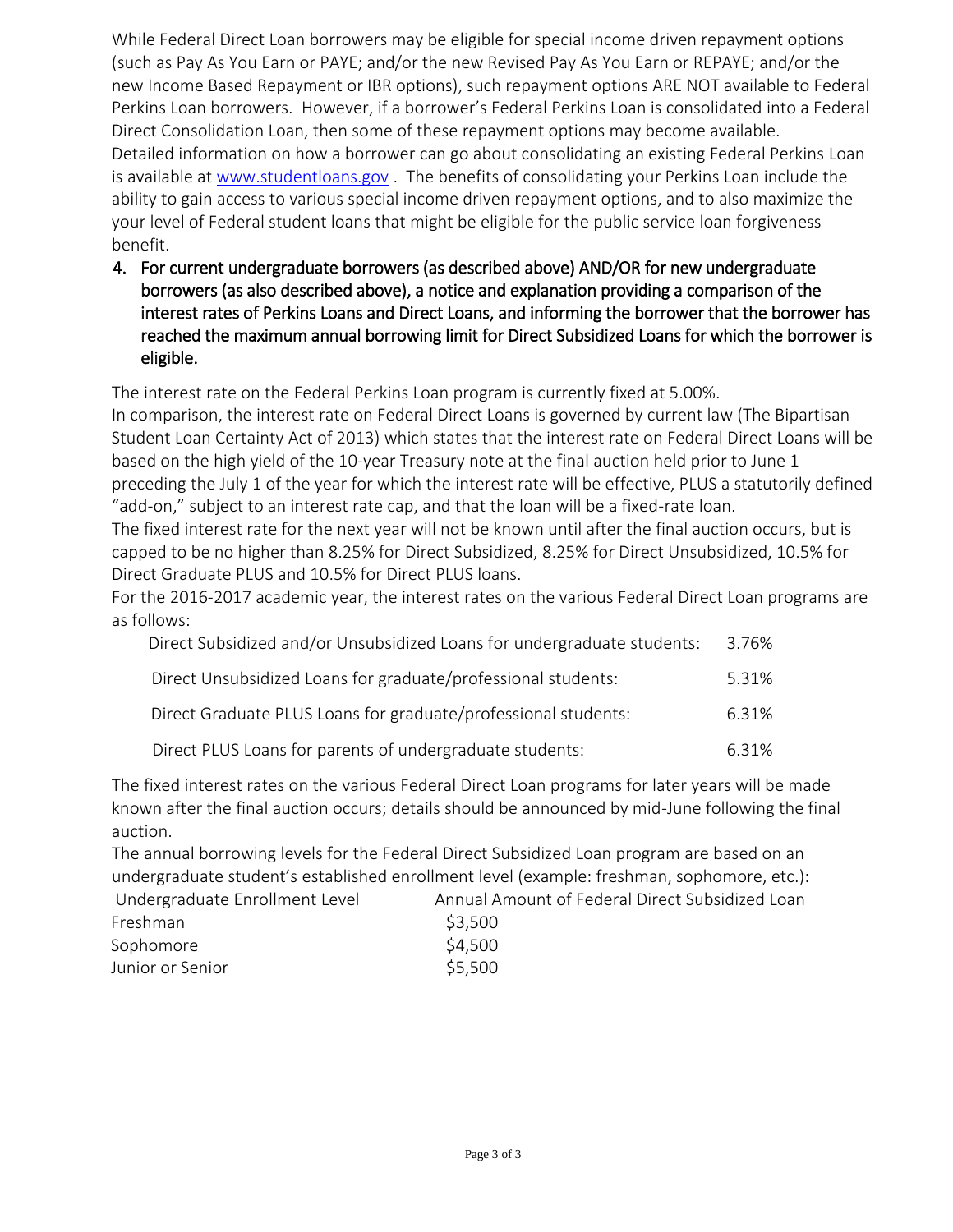While Federal Direct Loan borrowers may be eligible for special income driven repayment options (such as Pay As You Earn or PAYE; and/or the new Revised Pay As You Earn or REPAYE; and/or the new Income Based Repayment or IBR options), such repayment options ARE NOT available to Federal Perkins Loan borrowers. However, if a borrower's Federal Perkins Loan is consolidated into a Federal Direct Consolidation Loan, then some of these repayment options may become available. Detailed information on how a borrower can go about consolidating an existing Federal Perkins Loan is available at [www.studentloans.gov](http://www.studentloans.gov) . The benefits of consolidating your Perkins Loan include the ability to gain access to various special income driven repayment options, and to also maximize the your level of Federal student loans that might be eligible for the public service loan forgiveness benefit.

4. **For current undergraduate borrowers (as described above) AND/OR for new undergraduate borrowers (as also described above), a notice and explanation providing a comparison of the interest rates of Perkins Loans and Direct Loans, and informing the borrower that the borrower has reached the maximum annual borrowing limit for Direct Subsidized Loans for which the borrower is eligible.**

The interest rate on the Federal Perkins Loan program is currently fixed at 5.00%.
In comparison, the interest rate on Federal Direct Loans is governed by current law (The Bipartisan Student Loan Certainty Act of 2013) which states that the interest rate on Federal Direct Loans will be based on the high yield of the 10-year Treasury note at the final auction held prior to June 1 preceding the July 1 of the year for which the interest rate will be effective, PLUS a statutorily defined "add-on," subject to an interest rate cap, and that the loan will be a fixed-rate loan.
The fixed interest rate for the next year will not be known until after the final auction occurs, but is capped to be no higher than 8.25% for Direct Subsidized, 8.25% for Direct Unsubsidized, 10.5% for Direct Graduate PLUS and 10.5% for Direct PLUS loans.
For the 2016-2017 academic year, the interest rates on the various Federal Direct Loan programs are as follows:

| | |
|---|---|
| Direct Subsidized and/or Unsubsidized Loans for undergraduate students: | 3.76% |
| Direct Unsubsidized Loans for graduate/professional students: | 5.31% |
| Direct Graduate PLUS Loans for graduate/professional students: | 6.31% |
| Direct PLUS Loans for parents of undergraduate students: | 6.31% |

The fixed interest rates on the various Federal Direct Loan programs for later years will be made known after the final auction occurs; details should be announced by mid-June following the final auction.
The annual borrowing levels for the Federal Direct Subsidized Loan program are based on an undergraduate student's established enrollment level (example: freshman, sophomore, etc.):

| Undergraduate Enrollment Level | Annual Amount of Federal Direct Subsidized Loan |
|---|---|
| Freshman | $3,500 |
| Sophomore | $4,500 |
| Junior or Senior | $5,500 |